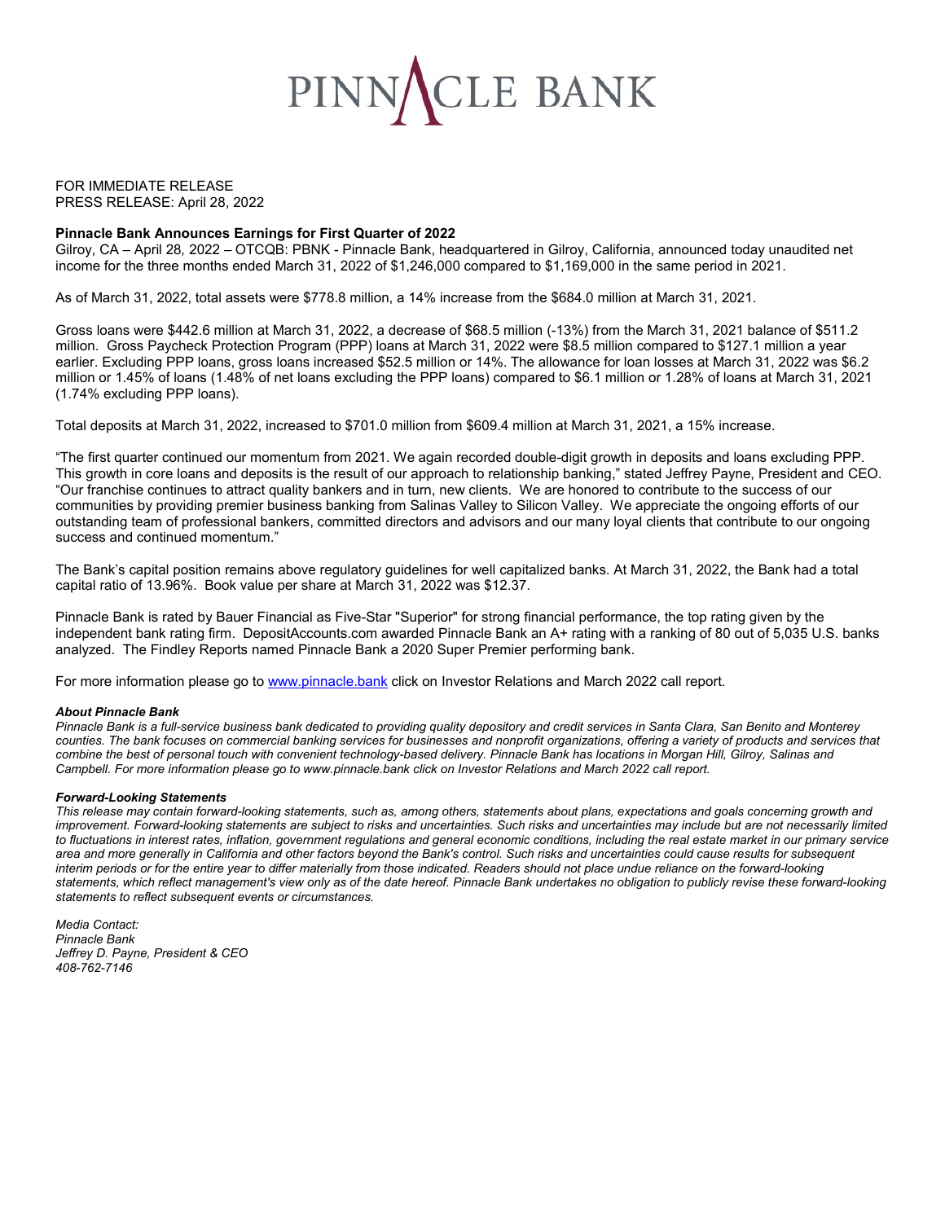PINNACLE BANK

FOR IMMEDIATE RELEASE
PRESS RELEASE: April 28, 2022

**Pinnacle Bank Announces Earnings for First Quarter of 2022**

Gilroy, CA – April 28, 2022 – OTCQB: PBNK - Pinnacle Bank, headquartered in Gilroy, California, announced today unaudited net income for the three months ended March 31, 2022 of $1,246,000 compared to $1,169,000 in the same period in 2021.

As of March 31, 2022, total assets were $778.8 million, a 14% increase from the $684.0 million at March 31, 2021.

Gross loans were $442.6 million at March 31, 2022, a decrease of $68.5 million (-13%) from the March 31, 2021 balance of $511.2 million. Gross Paycheck Protection Program (PPP) loans at March 31, 2022 were $8.5 million compared to $127.1 million a year earlier. Excluding PPP loans, gross loans increased $52.5 million or 14%. The allowance for loan losses at March 31, 2022 was $6.2 million or 1.45% of loans (1.48% of net loans excluding the PPP loans) compared to $6.1 million or 1.28% of loans at March 31, 2021 (1.74% excluding PPP loans).

Total deposits at March 31, 2022, increased to $701.0 million from $609.4 million at March 31, 2021, a 15% increase.

"The first quarter continued our momentum from 2021. We again recorded double-digit growth in deposits and loans excluding PPP. This growth in core loans and deposits is the result of our approach to relationship banking," stated Jeffrey Payne, President and CEO. "Our franchise continues to attract quality bankers and in turn, new clients. We are honored to contribute to the success of our communities by providing premier business banking from Salinas Valley to Silicon Valley. We appreciate the ongoing efforts of our outstanding team of professional bankers, committed directors and advisors and our many loyal clients that contribute to our ongoing success and continued momentum."

The Bank's capital position remains above regulatory guidelines for well capitalized banks. At March 31, 2022, the Bank had a total capital ratio of 13.96%. Book value per share at March 31, 2022 was $12.37.

Pinnacle Bank is rated by Bauer Financial as Five-Star "Superior" for strong financial performance, the top rating given by the independent bank rating firm. DepositAccounts.com awarded Pinnacle Bank an A+ rating with a ranking of 80 out of 5,035 U.S. banks analyzed. The Findley Reports named Pinnacle Bank a 2020 Super Premier performing bank.

For more information please go to [www.pinnacle.bank](http://www.pinnacle.bank) click on Investor Relations and March 2022 call report.

***About Pinnacle Bank***

*Pinnacle Bank is a full-service business bank dedicated to providing quality depository and credit services in Santa Clara, San Benito and Monterey counties. The bank focuses on commercial banking services for businesses and nonprofit organizations, offering a variety of products and services that combine the best of personal touch with convenient technology-based delivery. Pinnacle Bank has locations in Morgan Hill, Gilroy, Salinas and Campbell. For more information please go to www.pinnacle.bank click on Investor Relations and March 2022 call report.*

***Forward-Looking Statements***

*This release may contain forward-looking statements, such as, among others, statements about plans, expectations and goals concerning growth and improvement. Forward-looking statements are subject to risks and uncertainties. Such risks and uncertainties may include but are not necessarily limited to fluctuations in interest rates, inflation, government regulations and general economic conditions, including the real estate market in our primary service area and more generally in California and other factors beyond the Bank's control. Such risks and uncertainties could cause results for subsequent interim periods or for the entire year to differ materially from those indicated. Readers should not place undue reliance on the forward-looking statements, which reflect management's view only as of the date hereof. Pinnacle Bank undertakes no obligation to publicly revise these forward-looking statements to reflect subsequent events or circumstances.*

*Media Contact:*
*Pinnacle Bank*
*Jeffrey D. Payne, President & CEO*
*408-762-7146*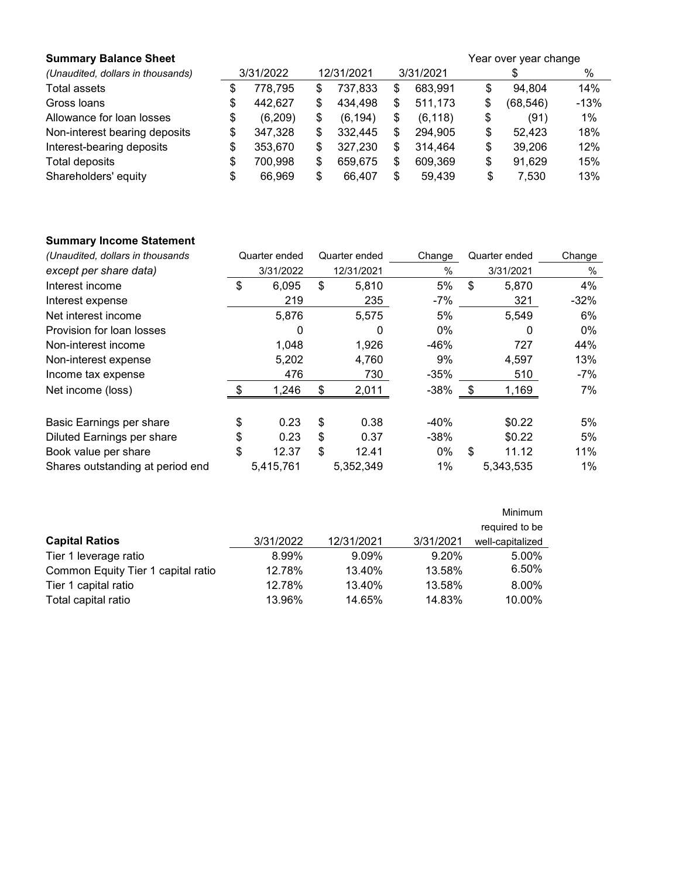**Summary Balance Sheet**

| *(Unaudited, dollars in thousands)* | 3/31/2022 | 12/31/2021 | 3/31/2021 | Year over year change $ | Year over year change % |
|---|---|---|---|---|---|
| Total assets | $ 778,795 | $ 737,833 | $ 683,991 | $ 94,804 | 14% |
| Gross loans | $ 442,627 | $ 434,498 | $ 511,173 | $ (68,546) | -13% |
| Allowance for loan losses | $ (6,209) | $ (6,194) | $ (6,118) | $ (91) | 1% |
| Non-interest bearing deposits | $ 347,328 | $ 332,445 | $ 294,905 | $ 52,423 | 18% |
| Interest-bearing deposits | $ 353,670 | $ 327,230 | $ 314,464 | $ 39,206 | 12% |
| Total deposits | $ 700,998 | $ 659,675 | $ 609,369 | $ 91,629 | 15% |
| Shareholders' equity | $ 66,969 | $ 66,407 | $ 59,439 | $ 7,530 | 13% |

**Summary Income Statement**

| *(Unaudited, dollars in thousands except per share data)* | Quarter ended 3/31/2022 | Quarter ended 12/31/2021 | Change % | Quarter ended 3/31/2021 | Change % |
|---|---|---|---|---|---|
| Interest income | $ 6,095 | $ 5,810 | 5% | $ 5,870 | 4% |
| Interest expense | 219 | 235 | -7% | 321 | -32% |
| Net interest income | 5,876 | 5,575 | 5% | 5,549 | 6% |
| Provision for loan losses | 0 | 0 | 0% | 0 | 0% |
| Non-interest income | 1,048 | 1,926 | -46% | 727 | 44% |
| Non-interest expense | 5,202 | 4,760 | 9% | 4,597 | 13% |
| Income tax expense | 476 | 730 | -35% | 510 | -7% |
| Net income (loss) | $ 1,246 | $ 2,011 | -38% | $ 1,169 | 7% |
| | | | | | |
| Basic Earnings per share | $ 0.23 | $ 0.38 | -40% | $0.22 | 5% |
| Diluted Earnings per share | $ 0.23 | $ 0.37 | -38% | $0.22 | 5% |
| Book value per share | $ 12.37 | $ 12.41 | 0% | $ 11.12 | 11% |
| Shares outstanding at period end | 5,415,761 | 5,352,349 | 1% | 5,343,535 | 1% |

| **Capital Ratios** | 3/31/2022 | 12/31/2021 | 3/31/2021 | Minimum required to be well-capitalized |
|---|---|---|---|---|
| Tier 1 leverage ratio | 8.99% | 9.09% | 9.20% | 5.00% |
| Common Equity Tier 1 capital ratio | 12.78% | 13.40% | 13.58% | 6.50% |
| Tier 1 capital ratio | 12.78% | 13.40% | 13.58% | 8.00% |
| Total capital ratio | 13.96% | 14.65% | 14.83% | 10.00% |